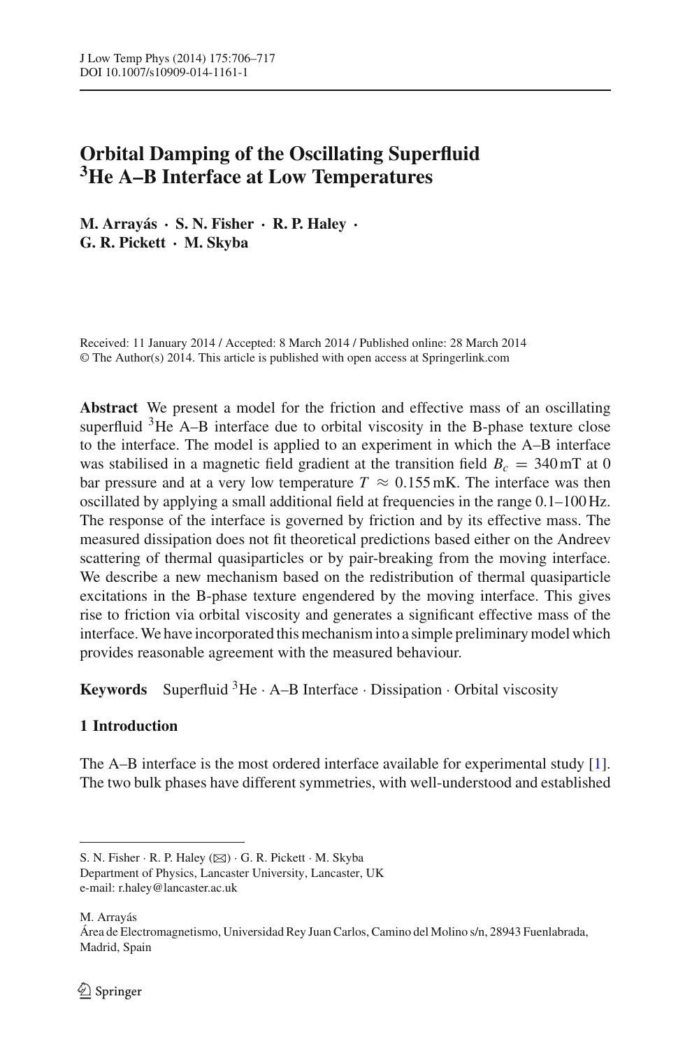# Orbital Damping of the Oscillating Superfluid $^3$He A–B Interface at Low Temperatures

**M. Arrayás · S. N. Fisher · R. P. Haley · G. R. Pickett · M. Skyba**

Received: 11 January 2014 / Accepted: 8 March 2014 / Published online: 28 March 2014
© The Author(s) 2014. This article is published with open access at Springerlink.com

**Abstract** We present a model for the friction and effective mass of an oscillating superfluid $^3$He A–B interface due to orbital viscosity in the B-phase texture close to the interface. The model is applied to an experiment in which the A–B interface was stabilised in a magnetic field gradient at the transition field $B_c = 340\,\text{mT}$ at 0 bar pressure and at a very low temperature $T \approx 0.155\,\text{mK}$. The interface was then oscillated by applying a small additional field at frequencies in the range 0.1–100 Hz. The response of the interface is governed by friction and by its effective mass. The measured dissipation does not fit theoretical predictions based either on the Andreev scattering of thermal quasiparticles or by pair-breaking from the moving interface. We describe a new mechanism based on the redistribution of thermal quasiparticle excitations in the B-phase texture engendered by the moving interface. This gives rise to friction via orbital viscosity and generates a significant effective mass of the interface. We have incorporated this mechanism into a simple preliminary model which provides reasonable agreement with the measured behaviour.

**Keywords** Superfluid $^3$He · A–B Interface · Dissipation · Orbital viscosity

## 1 Introduction

The A–B interface is the most ordered interface available for experimental study [1]. The two bulk phases have different symmetries, with well-understood and established

---

S. N. Fisher · R. P. Haley (✉) · G. R. Pickett · M. Skyba
Department of Physics, Lancaster University, Lancaster, UK
e-mail: r.haley@lancaster.ac.uk

M. Arrayás
Área de Electromagnetismo, Universidad Rey Juan Carlos, Camino del Molino s/n, 28943 Fuenlabrada, Madrid, Spain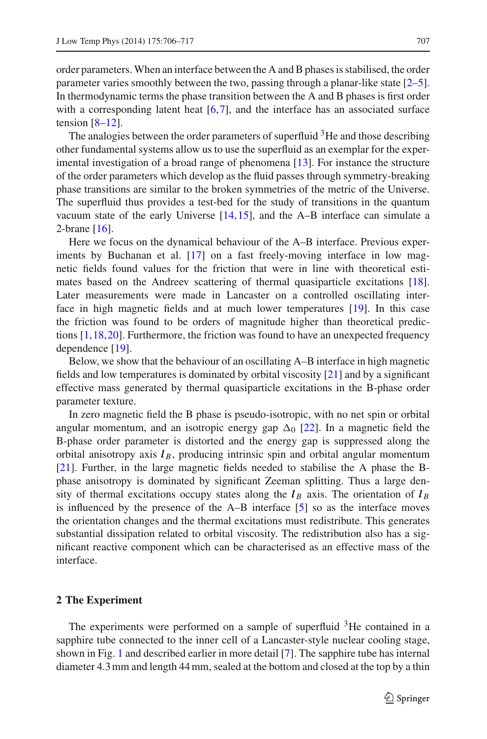order parameters. When an interface between the A and B phases is stabilised, the order parameter varies smoothly between the two, passing through a planar-like state [2–5]. In thermodynamic terms the phase transition between the A and B phases is first order with a corresponding latent heat [6,7], and the interface has an associated surface tension [8–12].

The analogies between the order parameters of superfluid $^3$He and those describing other fundamental systems allow us to use the superfluid as an exemplar for the experimental investigation of a broad range of phenomena [13]. For instance the structure of the order parameters which develop as the fluid passes through symmetry-breaking phase transitions are similar to the broken symmetries of the metric of the Universe. The superfluid thus provides a test-bed for the study of transitions in the quantum vacuum state of the early Universe [14,15], and the A–B interface can simulate a 2-brane [16].

Here we focus on the dynamical behaviour of the A–B interface. Previous experiments by Buchanan et al. [17] on a fast freely-moving interface in low magnetic fields found values for the friction that were in line with theoretical estimates based on the Andreev scattering of thermal quasiparticle excitations [18]. Later measurements were made in Lancaster on a controlled oscillating interface in high magnetic fields and at much lower temperatures [19]. In this case the friction was found to be orders of magnitude higher than theoretical predictions [1,18,20]. Furthermore, the friction was found to have an unexpected frequency dependence [19].

Below, we show that the behaviour of an oscillating A–B interface in high magnetic fields and low temperatures is dominated by orbital viscosity [21] and by a significant effective mass generated by thermal quasiparticle excitations in the B-phase order parameter texture.

In zero magnetic field the B phase is pseudo-isotropic, with no net spin or orbital angular momentum, and an isotropic energy gap $\Delta_0$ [22]. In a magnetic field the B-phase order parameter is distorted and the energy gap is suppressed along the orbital anisotropy axis $\boldsymbol{l}_B$, producing intrinsic spin and orbital angular momentum [21]. Further, in the large magnetic fields needed to stabilise the A phase the B-phase anisotropy is dominated by significant Zeeman splitting. Thus a large density of thermal excitations occupy states along the $\boldsymbol{l}_B$ axis. The orientation of $\boldsymbol{l}_B$ is influenced by the presence of the A–B interface [5] so as the interface moves the orientation changes and the thermal excitations must redistribute. This generates substantial dissipation related to orbital viscosity. The redistribution also has a significant reactive component which can be characterised as an effective mass of the interface.

## 2 The Experiment

The experiments were performed on a sample of superfluid $^3$He contained in a sapphire tube connected to the inner cell of a Lancaster-style nuclear cooling stage, shown in Fig. 1 and described earlier in more detail [7]. The sapphire tube has internal diameter 4.3 mm and length 44 mm, sealed at the bottom and closed at the top by a thin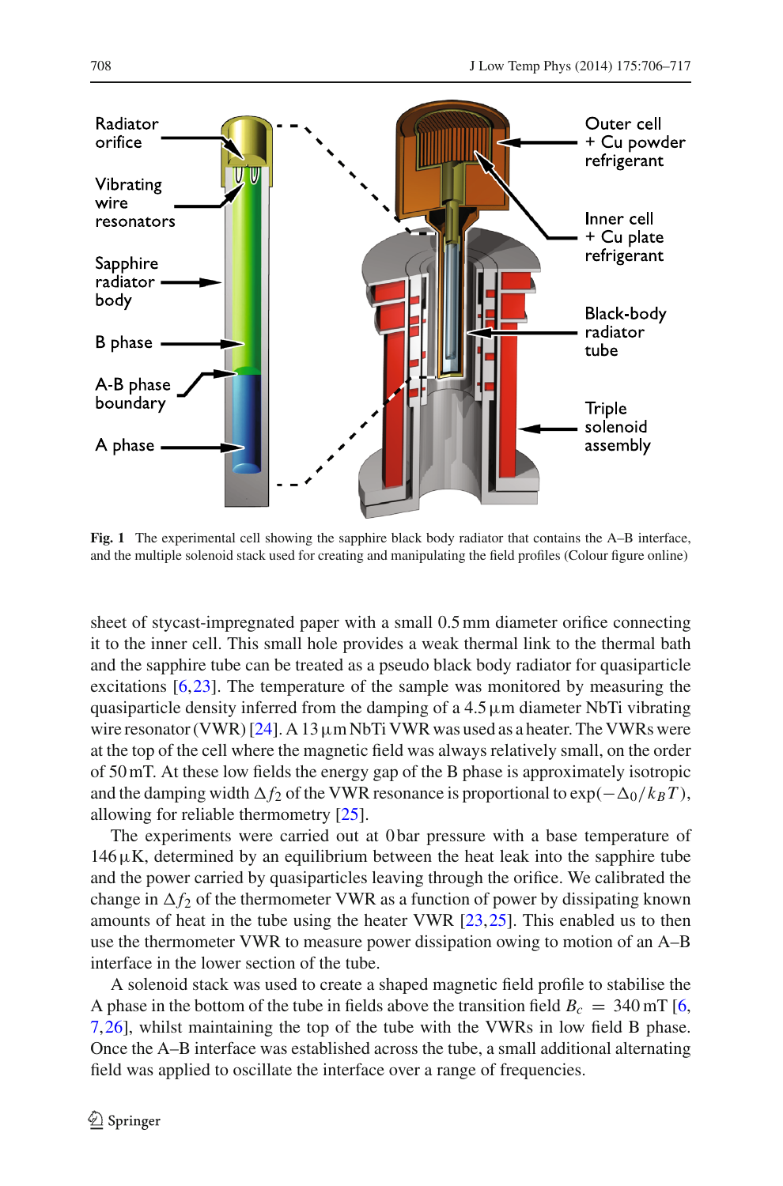**Fig. 1** The experimental cell showing the sapphire black body radiator that contains the A–B interface, and the multiple solenoid stack used for creating and manipulating the field profiles (Colour figure online)

sheet of stycast-impregnated paper with a small 0.5 mm diameter orifice connecting it to the inner cell. This small hole provides a weak thermal link to the thermal bath and the sapphire tube can be treated as a pseudo black body radiator for quasiparticle excitations [6,23]. The temperature of the sample was monitored by measuring the quasiparticle density inferred from the damping of a 4.5 µm diameter NbTi vibrating wire resonator (VWR) [24]. A 13 µm NbTi VWR was used as a heater. The VWRs were at the top of the cell where the magnetic field was always relatively small, on the order of 50 mT. At these low fields the energy gap of the B phase is approximately isotropic and the damping width $\Delta f_2$ of the VWR resonance is proportional to $\exp(-\Delta_0/k_B T)$, allowing for reliable thermometry [25].

The experiments were carried out at 0 bar pressure with a base temperature of 146 µK, determined by an equilibrium between the heat leak into the sapphire tube and the power carried by quasiparticles leaving through the orifice. We calibrated the change in $\Delta f_2$ of the thermometer VWR as a function of power by dissipating known amounts of heat in the tube using the heater VWR [23,25]. This enabled us to then use the thermometer VWR to measure power dissipation owing to motion of an A–B interface in the lower section of the tube.

A solenoid stack was used to create a shaped magnetic field profile to stabilise the A phase in the bottom of the tube in fields above the transition field $B_c = 340$ mT [6, 7,26], whilst maintaining the top of the tube with the VWRs in low field B phase. Once the A–B interface was established across the tube, a small additional alternating field was applied to oscillate the interface over a range of frequencies.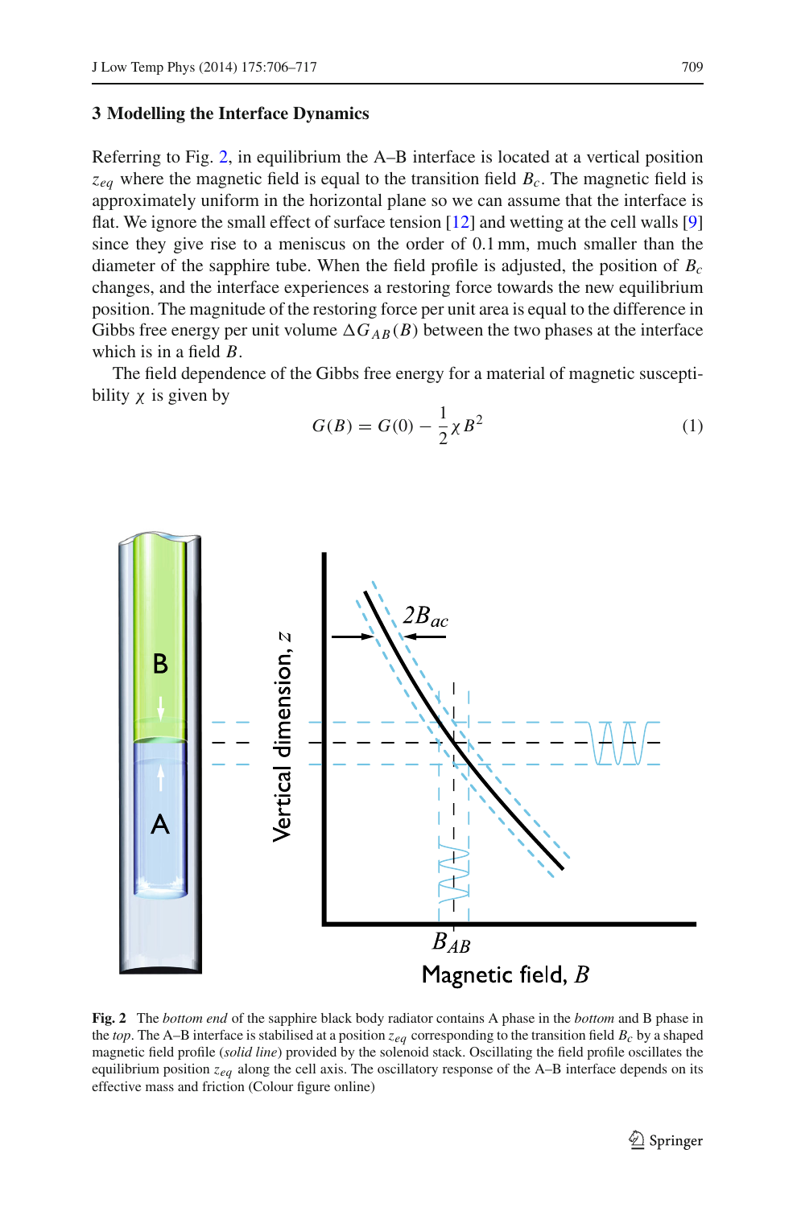## 3 Modelling the Interface Dynamics

Referring to Fig. 2, in equilibrium the A–B interface is located at a vertical position $z_{eq}$ where the magnetic field is equal to the transition field $B_c$. The magnetic field is approximately uniform in the horizontal plane so we can assume that the interface is flat. We ignore the small effect of surface tension [12] and wetting at the cell walls [9] since they give rise to a meniscus on the order of 0.1 mm, much smaller than the diameter of the sapphire tube. When the field profile is adjusted, the position of $B_c$ changes, and the interface experiences a restoring force towards the new equilibrium position. The magnitude of the restoring force per unit area is equal to the difference in Gibbs free energy per unit volume $\Delta G_{AB}(B)$ between the two phases at the interface which is in a field $B$.

The field dependence of the Gibbs free energy for a material of magnetic susceptibility $\chi$ is given by

$$G(B) = G(0) - \frac{1}{2}\chi B^2 \tag{1}$$

**Fig. 2** The *bottom end* of the sapphire black body radiator contains A phase in the *bottom* and B phase in the *top*. The A–B interface is stabilised at a position $z_{eq}$ corresponding to the transition field $B_c$ by a shaped magnetic field profile (*solid line*) provided by the solenoid stack. Oscillating the field profile oscillates the equilibrium position $z_{eq}$ along the cell axis. The oscillatory response of the A–B interface depends on its effective mass and friction (Colour figure online)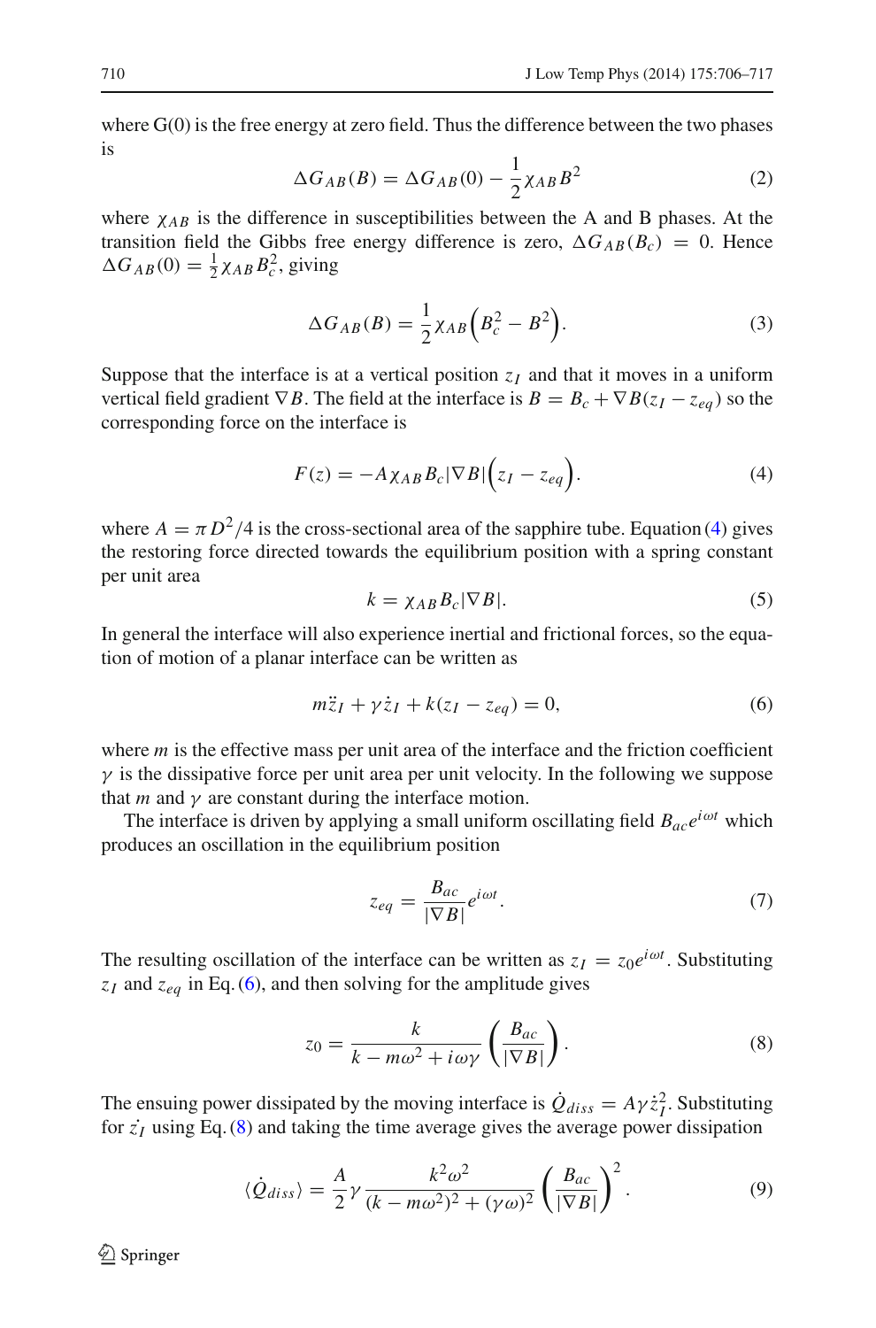where G(0) is the free energy at zero field. Thus the difference between the two phases is

$$\Delta G_{AB}(B) = \Delta G_{AB}(0) - \frac{1}{2}\chi_{AB}B^2 \tag{2}$$

where $\chi_{AB}$ is the difference in susceptibilities between the A and B phases. At the transition field the Gibbs free energy difference is zero, $\Delta G_{AB}(B_c) = 0$. Hence $\Delta G_{AB}(0) = \frac{1}{2}\chi_{AB}B_c^2$, giving

$$\Delta G_{AB}(B) = \frac{1}{2}\chi_{AB}\Big(B_c^2 - B^2\Big). \tag{3}$$

Suppose that the interface is at a vertical position $z_I$ and that it moves in a uniform vertical field gradient $\nabla B$. The field at the interface is $B = B_c + \nabla B(z_I - z_{eq})$ so the corresponding force on the interface is

$$F(z) = -A\chi_{AB}B_c|\nabla B|\Big(z_I - z_{eq}\Big). \tag{4}$$

where $A = \pi D^2/4$ is the cross-sectional area of the sapphire tube. Equation (4) gives the restoring force directed towards the equilibrium position with a spring constant per unit area

$$k = \chi_{AB}B_c|\nabla B|. \tag{5}$$

In general the interface will also experience inertial and frictional forces, so the equation of motion of a planar interface can be written as

$$m\ddot{z}_I + \gamma\dot{z}_I + k(z_I - z_{eq}) = 0, \tag{6}$$

where $m$ is the effective mass per unit area of the interface and the friction coefficient $\gamma$ is the dissipative force per unit area per unit velocity. In the following we suppose that $m$ and $\gamma$ are constant during the interface motion.

The interface is driven by applying a small uniform oscillating field $B_{ac}e^{i\omega t}$ which produces an oscillation in the equilibrium position

$$z_{eq} = \frac{B_{ac}}{|\nabla B|}e^{i\omega t}. \tag{7}$$

The resulting oscillation of the interface can be written as $z_I = z_0 e^{i\omega t}$. Substituting $z_I$ and $z_{eq}$ in Eq. (6), and then solving for the amplitude gives

$$z_0 = \frac{k}{k - m\omega^2 + i\omega\gamma}\left(\frac{B_{ac}}{|\nabla B|}\right). \tag{8}$$

The ensuing power dissipated by the moving interface is $\dot{Q}_{diss} = A\gamma\dot{z}_I^2$. Substituting for $\dot{z_I}$ using Eq. (8) and taking the time average gives the average power dissipation

$$\langle\dot{Q}_{diss}\rangle = \frac{A}{2}\gamma\frac{k^2\omega^2}{(k - m\omega^2)^2 + (\gamma\omega)^2}\left(\frac{B_{ac}}{|\nabla B|}\right)^2. \tag{9}$$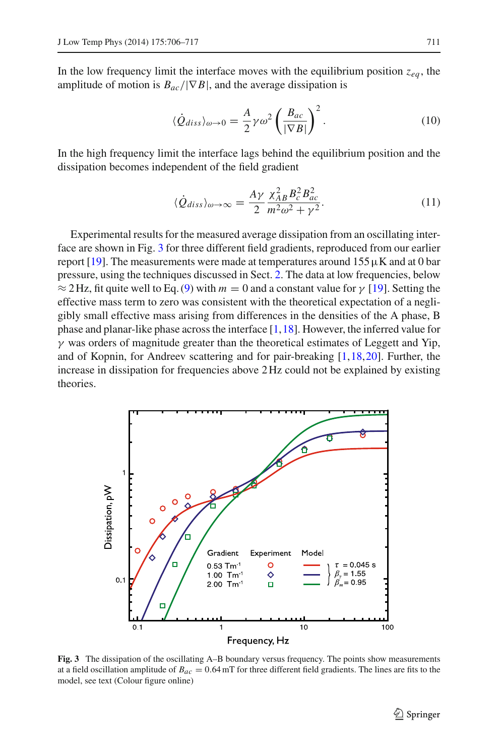In the low frequency limit the interface moves with the equilibrium position $z_{eq}$, the amplitude of motion is $B_{ac}/|\nabla B|$, and the average dissipation is

$$\langle \dot{Q}_{diss} \rangle_{\omega \to 0} = \frac{A}{2} \gamma \omega^2 \left( \frac{B_{ac}}{|\nabla B|} \right)^2 . \tag{10}$$

In the high frequency limit the interface lags behind the equilibrium position and the dissipation becomes independent of the field gradient

$$\langle \dot{Q}_{diss} \rangle_{\omega \to \infty} = \frac{A\gamma}{2} \frac{\chi_{AB}^2 B_c^2 B_{ac}^2}{m^2 \omega^2 + \gamma^2} . \tag{11}$$

Experimental results for the measured average dissipation from an oscillating interface are shown in Fig. 3 for three different field gradients, reproduced from our earlier report [19]. The measurements were made at temperatures around 155 μK and at 0 bar pressure, using the techniques discussed in Sect. 2. The data at low frequencies, below $\approx 2$ Hz, fit quite well to Eq. (9) with $m = 0$ and a constant value for $\gamma$ [19]. Setting the effective mass term to zero was consistent with the theoretical expectation of a negligibly small effective mass arising from differences in the densities of the A phase, B phase and planar-like phase across the interface [1,18]. However, the inferred value for $\gamma$ was orders of magnitude greater than the theoretical estimates of Leggett and Yip, and of Kopnin, for Andreev scattering and for pair-breaking [1,18,20]. Further, the increase in dissipation for frequencies above 2 Hz could not be explained by existing theories.

**Fig. 3** The dissipation of the oscillating A–B boundary versus frequency. The points show measurements at a field oscillation amplitude of $B_{ac} = 0.64$ mT for three different field gradients. The lines are fits to the model, see text (Colour figure online)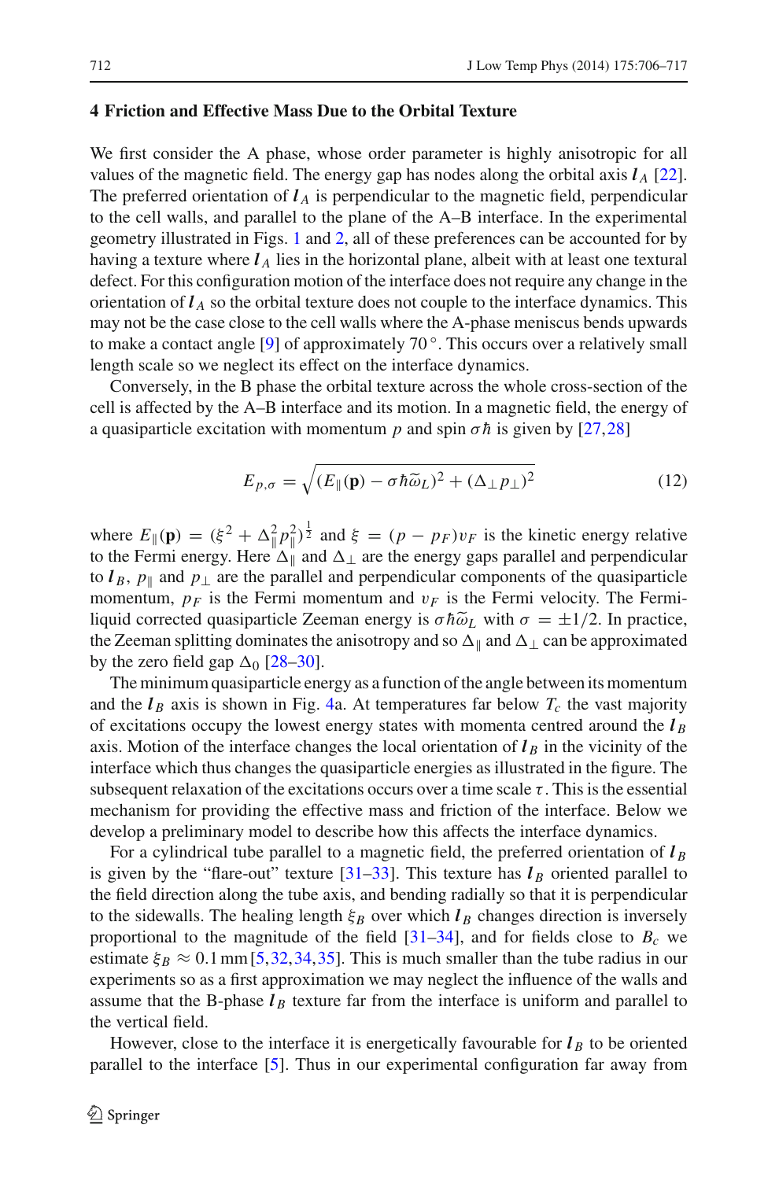## 4 Friction and Effective Mass Due to the Orbital Texture

We first consider the A phase, whose order parameter is highly anisotropic for all values of the magnetic field. The energy gap has nodes along the orbital axis $\boldsymbol{l}_A$ [22]. The preferred orientation of $\boldsymbol{l}_A$ is perpendicular to the magnetic field, perpendicular to the cell walls, and parallel to the plane of the A–B interface. In the experimental geometry illustrated in Figs. 1 and 2, all of these preferences can be accounted for by having a texture where $\boldsymbol{l}_A$ lies in the horizontal plane, albeit with at least one textural defect. For this configuration motion of the interface does not require any change in the orientation of $\boldsymbol{l}_A$ so the orbital texture does not couple to the interface dynamics. This may not be the case close to the cell walls where the A-phase meniscus bends upwards to make a contact angle [9] of approximately $70\,^{\circ}$. This occurs over a relatively small length scale so we neglect its effect on the interface dynamics.

Conversely, in the B phase the orbital texture across the whole cross-section of the cell is affected by the A–B interface and its motion. In a magnetic field, the energy of a quasiparticle excitation with momentum $p$ and spin $\sigma\hbar$ is given by [27,28]

$$E_{p,\sigma} = \sqrt{(E_{\parallel}(\mathbf{p}) - \sigma\hbar\widetilde{\omega}_L)^2 + (\Delta_{\perp} p_{\perp})^2} \tag{12}$$

where $E_{\parallel}(\mathbf{p}) = (\xi^2 + \Delta_{\parallel}^2 p_{\parallel}^2)^{\frac{1}{2}}$ and $\xi = (p - p_F)v_F$ is the kinetic energy relative to the Fermi energy. Here $\Delta_{\parallel}$ and $\Delta_{\perp}$ are the energy gaps parallel and perpendicular to $\boldsymbol{l}_B$, $p_{\parallel}$ and $p_{\perp}$ are the parallel and perpendicular components of the quasiparticle momentum, $p_F$ is the Fermi momentum and $v_F$ is the Fermi velocity. The Fermi-liquid corrected quasiparticle Zeeman energy is $\sigma\hbar\widetilde{\omega}_L$ with $\sigma = \pm 1/2$. In practice, the Zeeman splitting dominates the anisotropy and so $\Delta_{\parallel}$ and $\Delta_{\perp}$ can be approximated by the zero field gap $\Delta_0$ [28–30].

The minimum quasiparticle energy as a function of the angle between its momentum and the $\boldsymbol{l}_B$ axis is shown in Fig. 4a. At temperatures far below $T_c$ the vast majority of excitations occupy the lowest energy states with momenta centred around the $\boldsymbol{l}_B$ axis. Motion of the interface changes the local orientation of $\boldsymbol{l}_B$ in the vicinity of the interface which thus changes the quasiparticle energies as illustrated in the figure. The subsequent relaxation of the excitations occurs over a time scale $\tau$. This is the essential mechanism for providing the effective mass and friction of the interface. Below we develop a preliminary model to describe how this affects the interface dynamics.

For a cylindrical tube parallel to a magnetic field, the preferred orientation of $\boldsymbol{l}_B$ is given by the "flare-out" texture [31–33]. This texture has $\boldsymbol{l}_B$ oriented parallel to the field direction along the tube axis, and bending radially so that it is perpendicular to the sidewalls. The healing length $\xi_B$ over which $\boldsymbol{l}_B$ changes direction is inversely proportional to the magnitude of the field [31–34], and for fields close to $B_c$ we estimate $\xi_B \approx 0.1\,\text{mm}$ [5,32,34,35]. This is much smaller than the tube radius in our experiments so as a first approximation we may neglect the influence of the walls and assume that the B-phase $\boldsymbol{l}_B$ texture far from the interface is uniform and parallel to the vertical field.

However, close to the interface it is energetically favourable for $\boldsymbol{l}_B$ to be oriented parallel to the interface [5]. Thus in our experimental configuration far away from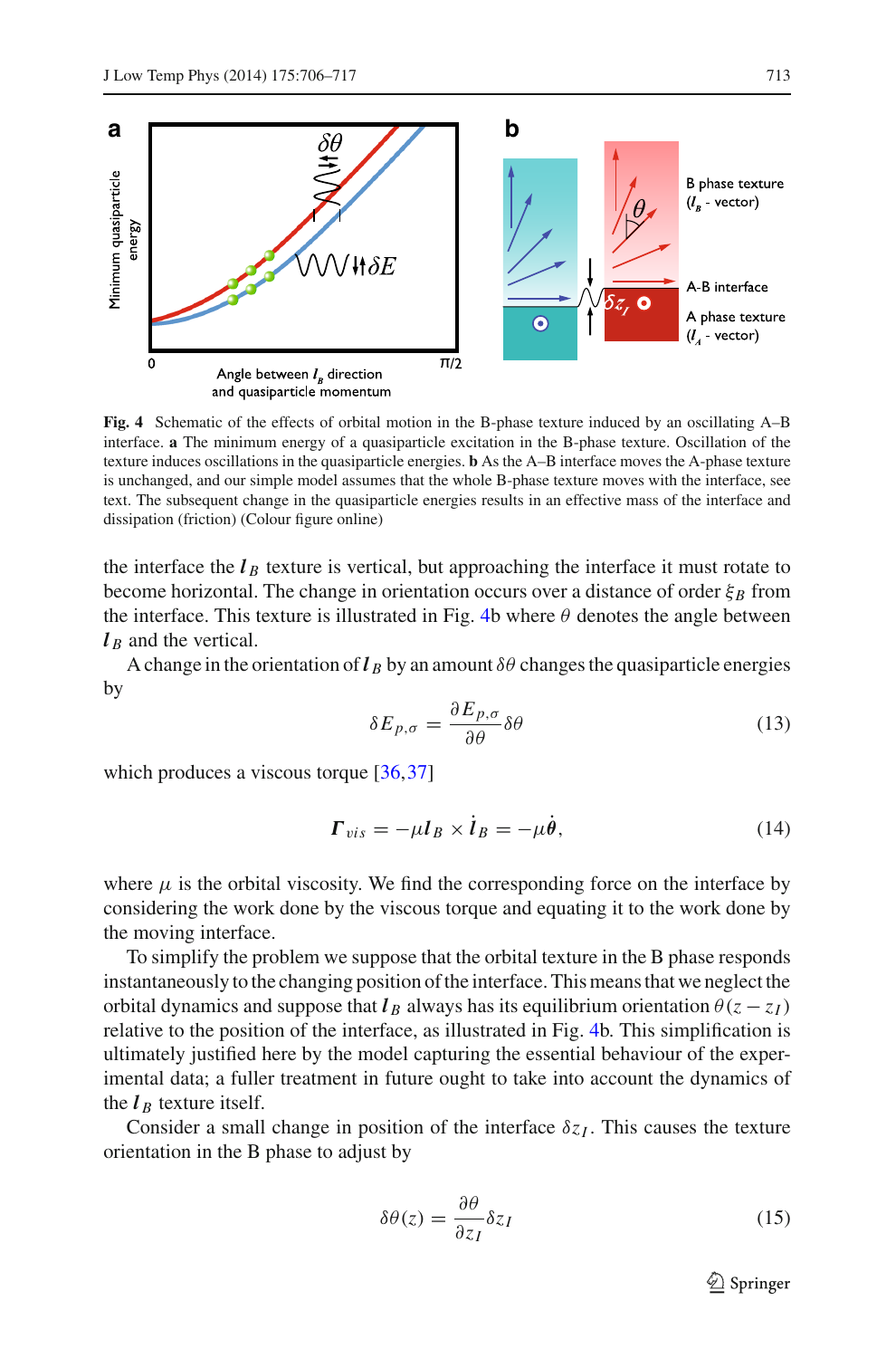**Fig. 4** Schematic of the effects of orbital motion in the B-phase texture induced by an oscillating A–B interface. **a** The minimum energy of a quasiparticle excitation in the B-phase texture. Oscillation of the texture induces oscillations in the quasiparticle energies. **b** As the A–B interface moves the A-phase texture is unchanged, and our simple model assumes that the whole B-phase texture moves with the interface, see text. The subsequent change in the quasiparticle energies results in an effective mass of the interface and dissipation (friction) (Colour figure online)

the interface the $\boldsymbol{l}_B$ texture is vertical, but approaching the interface it must rotate to become horizontal. The change in orientation occurs over a distance of order $\xi_B$ from the interface. This texture is illustrated in Fig. 4b where $\theta$ denotes the angle between $\boldsymbol{l}_B$ and the vertical.

A change in the orientation of $\boldsymbol{l}_B$ by an amount $\delta\theta$ changes the quasiparticle energies by

$$\delta E_{p,\sigma} = \frac{\partial E_{p,\sigma}}{\partial \theta}\delta\theta \tag{13}$$

which produces a viscous torque [36,37]

$$\boldsymbol{\Gamma}_{vis} = -\mu \boldsymbol{l}_B \times \dot{\boldsymbol{l}}_B = -\mu\dot{\boldsymbol{\theta}}, \tag{14}$$

where $\mu$ is the orbital viscosity. We find the corresponding force on the interface by considering the work done by the viscous torque and equating it to the work done by the moving interface.

To simplify the problem we suppose that the orbital texture in the B phase responds instantaneously to the changing position of the interface. This means that we neglect the orbital dynamics and suppose that $\boldsymbol{l}_B$ always has its equilibrium orientation $\theta(z - z_I)$ relative to the position of the interface, as illustrated in Fig. 4b. This simplification is ultimately justified here by the model capturing the essential behaviour of the experimental data; a fuller treatment in future ought to take into account the dynamics of the $\boldsymbol{l}_B$ texture itself.

Consider a small change in position of the interface $\delta z_I$. This causes the texture orientation in the B phase to adjust by

$$\delta\theta(z) = \frac{\partial \theta}{\partial z_I}\delta z_I \tag{15}$$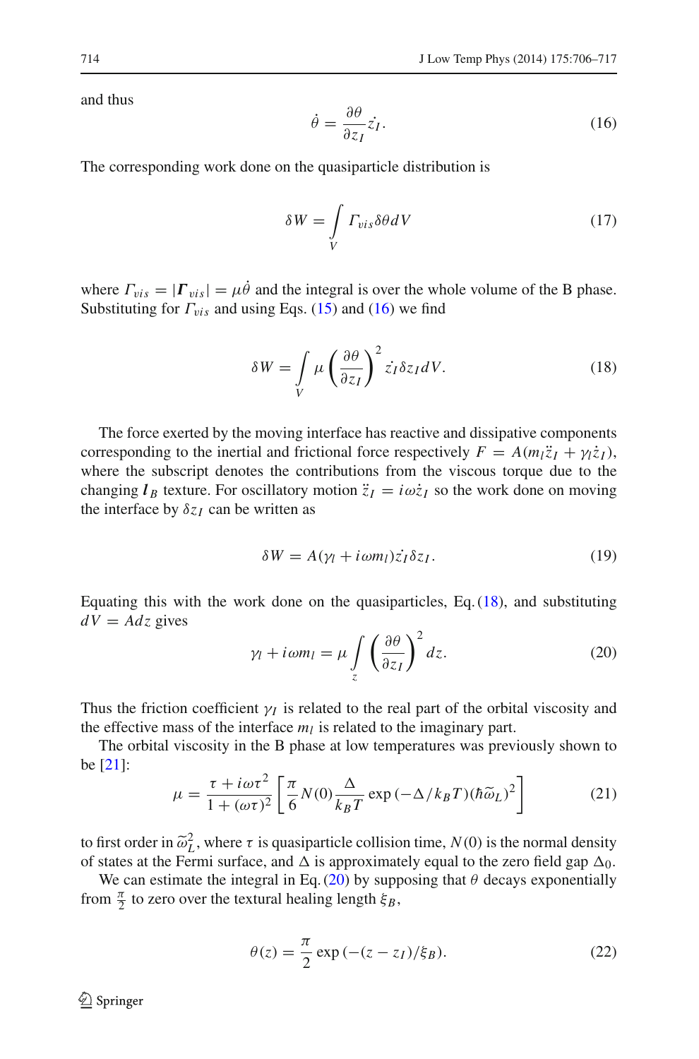and thus

$$\dot{\theta} = \frac{\partial \theta}{\partial z_I} \dot{z}_I. \tag{16}$$

The corresponding work done on the quasiparticle distribution is

$$\delta W = \int_V \Gamma_{vis} \delta \theta dV \tag{17}$$

where $\Gamma_{vis} = |\boldsymbol{\Gamma}_{vis}| = \mu \dot{\theta}$ and the integral is over the whole volume of the B phase. Substituting for $\Gamma_{vis}$ and using Eqs. (15) and (16) we find

$$\delta W = \int_V \mu \left( \frac{\partial \theta}{\partial z_I} \right)^2 \dot{z}_I \delta z_I dV. \tag{18}$$

The force exerted by the moving interface has reactive and dissipative components corresponding to the inertial and frictional force respectively $F = A(m_l \ddot{z}_I + \gamma_l \dot{z}_I)$, where the subscript denotes the contributions from the viscous torque due to the changing $\boldsymbol{l}_B$ texture. For oscillatory motion $\ddot{z}_I = i\omega \dot{z}_I$ so the work done on moving the interface by $\delta z_I$ can be written as

$$\delta W = A(\gamma_l + i\omega m_l) \dot{z}_I \delta z_I. \tag{19}$$

Equating this with the work done on the quasiparticles, Eq. (18), and substituting $dV = Adz$ gives

$$\gamma_l + i\omega m_l = \mu \int_z \left( \frac{\partial \theta}{\partial z_I} \right)^2 dz. \tag{20}$$

Thus the friction coefficient $\gamma_I$ is related to the real part of the orbital viscosity and the effective mass of the interface $m_l$ is related to the imaginary part.

The orbital viscosity in the B phase at low temperatures was previously shown to be [21]:

$$\mu = \frac{\tau + i\omega\tau^2}{1 + (\omega\tau)^2} \left[ \frac{\pi}{6} N(0) \frac{\Delta}{k_B T} \exp\left(-\Delta / k_B T\right) (\hbar \widetilde{\omega}_L)^2 \right] \tag{21}$$

to first order in $\widetilde{\omega}_L^2$, where $\tau$ is quasiparticle collision time, $N(0)$ is the normal density of states at the Fermi surface, and $\Delta$ is approximately equal to the zero field gap $\Delta_0$.

We can estimate the integral in Eq. (20) by supposing that $\theta$ decays exponentially from $\frac{\pi}{2}$ to zero over the textural healing length $\xi_B$,

$$\theta(z) = \frac{\pi}{2} \exp\left(-(z - z_I)/\xi_B\right). \tag{22}$$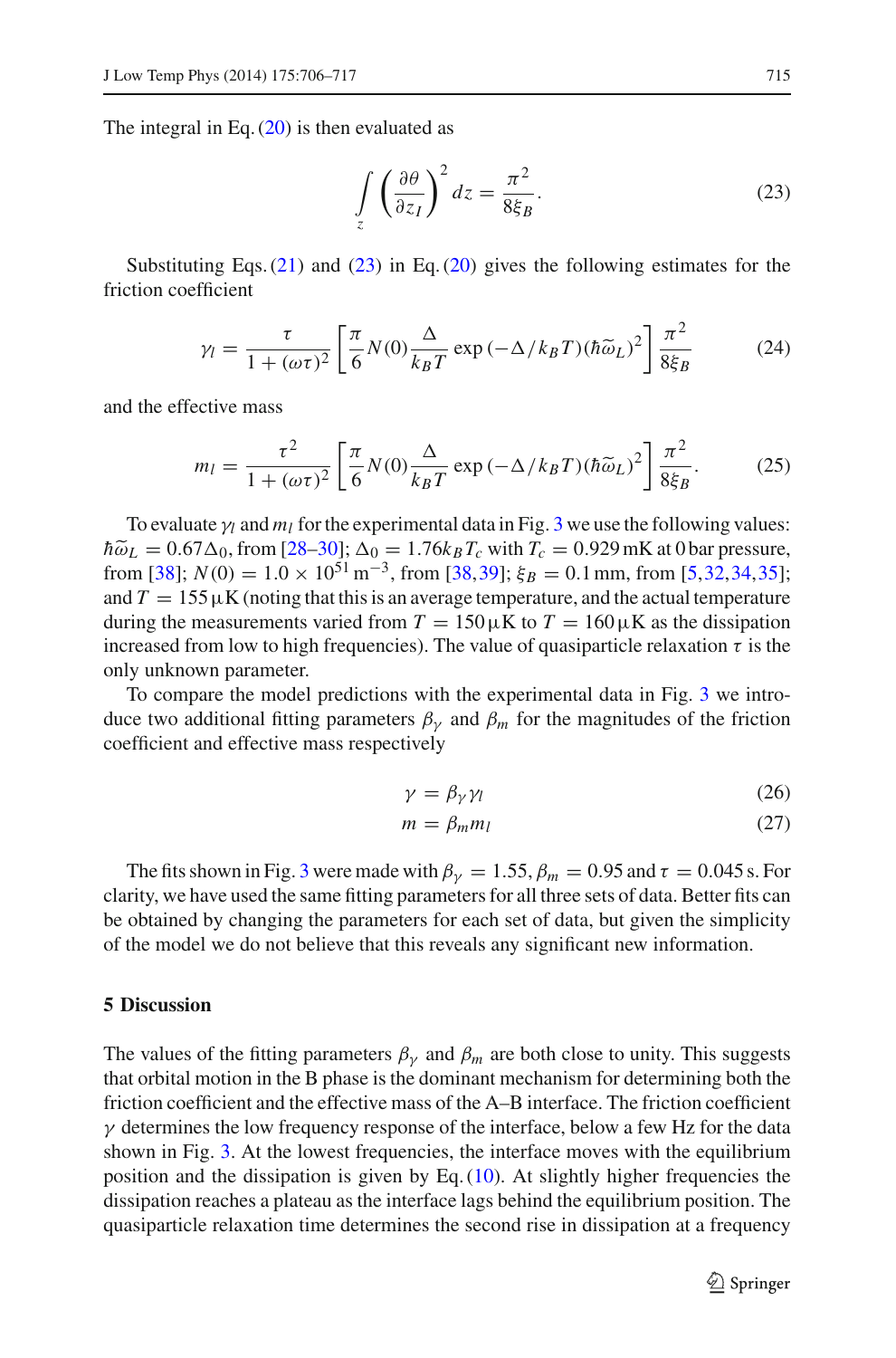The integral in Eq. (20) is then evaluated as

$$\int_{z} \left(\frac{\partial \theta}{\partial z_I}\right)^2 dz = \frac{\pi^2}{8\xi_B}. \tag{23}$$

Substituting Eqs. (21) and (23) in Eq. (20) gives the following estimates for the friction coefficient

$$\gamma_l = \frac{\tau}{1+(\omega\tau)^2}\left[\frac{\pi}{6}N(0)\frac{\Delta}{k_B T}\exp\left(-\Delta/k_B T\right)(\hbar\widetilde{\omega}_L)^2\right]\frac{\pi^2}{8\xi_B} \tag{24}$$

and the effective mass

$$m_l = \frac{\tau^2}{1+(\omega\tau)^2}\left[\frac{\pi}{6}N(0)\frac{\Delta}{k_B T}\exp\left(-\Delta/k_B T\right)(\hbar\widetilde{\omega}_L)^2\right]\frac{\pi^2}{8\xi_B}. \tag{25}$$

To evaluate $\gamma_l$ and $m_l$ for the experimental data in Fig. 3 we use the following values: $\hbar\widetilde{\omega}_L = 0.67\Delta_0$, from [28–30]; $\Delta_0 = 1.76 k_B T_c$ with $T_c = 0.929$ mK at 0 bar pressure, from [38]; $N(0) = 1.0 \times 10^{51}\,\mathrm{m}^{-3}$, from [38,39]; $\xi_B = 0.1$ mm, from [5,32,34,35]; and $T = 155\,\mu$K (noting that this is an average temperature, and the actual temperature during the measurements varied from $T = 150\,\mu$K to $T = 160\,\mu$K as the dissipation increased from low to high frequencies). The value of quasiparticle relaxation $\tau$ is the only unknown parameter.

To compare the model predictions with the experimental data in Fig. 3 we introduce two additional fitting parameters $\beta_\gamma$ and $\beta_m$ for the magnitudes of the friction coefficient and effective mass respectively

$$\gamma = \beta_\gamma \gamma_l \tag{26}$$

$$m = \beta_m m_l \tag{27}$$

The fits shown in Fig. 3 were made with $\beta_\gamma = 1.55$, $\beta_m = 0.95$ and $\tau = 0.045$ s. For clarity, we have used the same fitting parameters for all three sets of data. Better fits can be obtained by changing the parameters for each set of data, but given the simplicity of the model we do not believe that this reveals any significant new information.

## 5 Discussion

The values of the fitting parameters $\beta_\gamma$ and $\beta_m$ are both close to unity. This suggests that orbital motion in the B phase is the dominant mechanism for determining both the friction coefficient and the effective mass of the A–B interface. The friction coefficient $\gamma$ determines the low frequency response of the interface, below a few Hz for the data shown in Fig. 3. At the lowest frequencies, the interface moves with the equilibrium position and the dissipation is given by Eq. (10). At slightly higher frequencies the dissipation reaches a plateau as the interface lags behind the equilibrium position. The quasiparticle relaxation time determines the second rise in dissipation at a frequency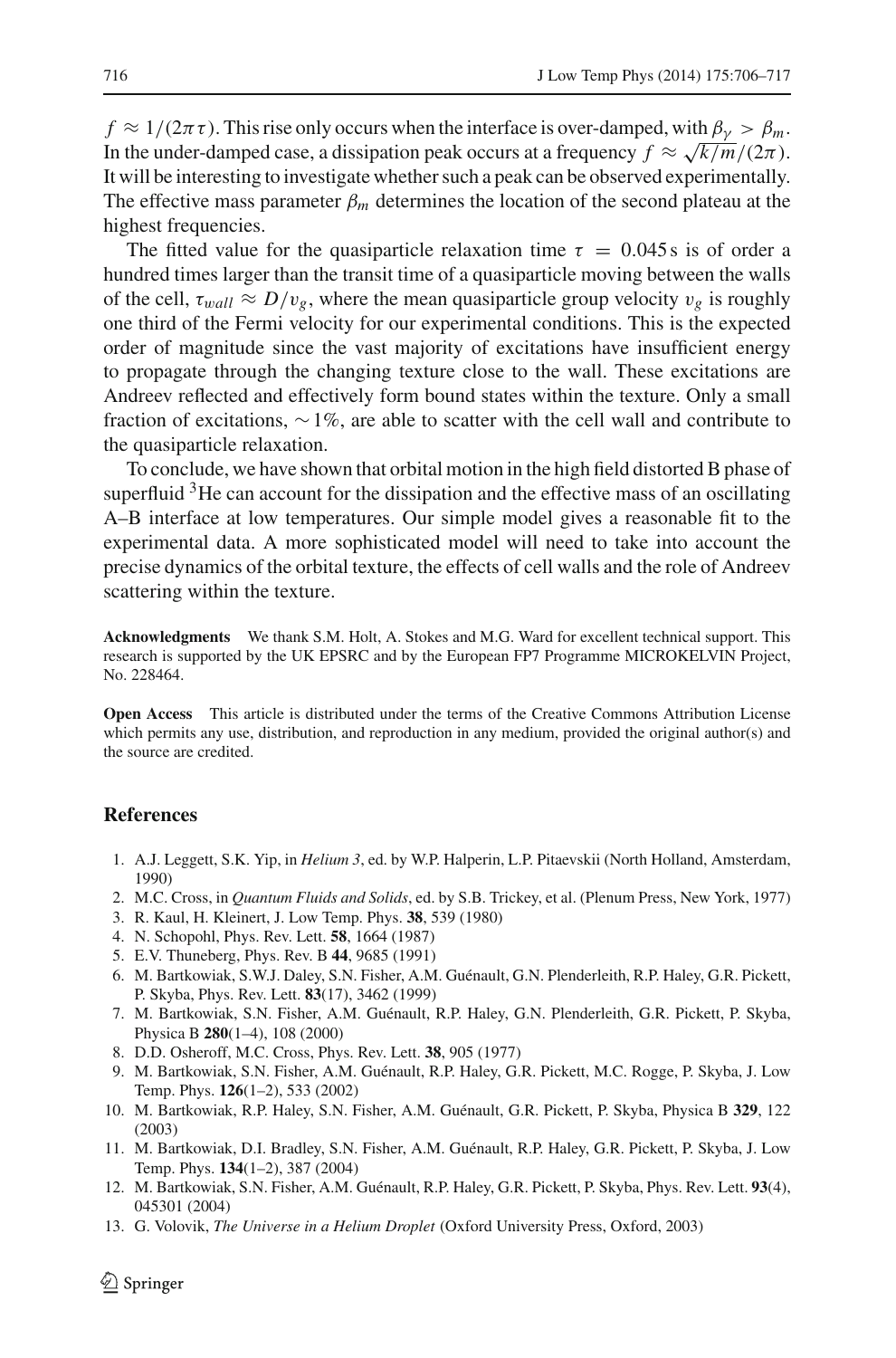$f \approx 1/(2\pi\tau)$. This rise only occurs when the interface is over-damped, with $\beta_\gamma > \beta_m$. In the under-damped case, a dissipation peak occurs at a frequency $f \approx \sqrt{k/m}/(2\pi)$. It will be interesting to investigate whether such a peak can be observed experimentally. The effective mass parameter $\beta_m$ determines the location of the second plateau at the highest frequencies.

The fitted value for the quasiparticle relaxation time $\tau = 0.045$ s is of order a hundred times larger than the transit time of a quasiparticle moving between the walls of the cell, $\tau_{wall} \approx D/v_g$, where the mean quasiparticle group velocity $v_g$ is roughly one third of the Fermi velocity for our experimental conditions. This is the expected order of magnitude since the vast majority of excitations have insufficient energy to propagate through the changing texture close to the wall. These excitations are Andreev reflected and effectively form bound states within the texture. Only a small fraction of excitations, $\sim 1\%$, are able to scatter with the cell wall and contribute to the quasiparticle relaxation.

To conclude, we have shown that orbital motion in the high field distorted B phase of superfluid $^3$He can account for the dissipation and the effective mass of an oscillating A–B interface at low temperatures. Our simple model gives a reasonable fit to the experimental data. A more sophisticated model will need to take into account the precise dynamics of the orbital texture, the effects of cell walls and the role of Andreev scattering within the texture.

**Acknowledgments** We thank S.M. Holt, A. Stokes and M.G. Ward for excellent technical support. This research is supported by the UK EPSRC and by the European FP7 Programme MICROKELVIN Project, No. 228464.

**Open Access** This article is distributed under the terms of the Creative Commons Attribution License which permits any use, distribution, and reproduction in any medium, provided the original author(s) and the source are credited.

## References

1. A.J. Leggett, S.K. Yip, in *Helium 3*, ed. by W.P. Halperin, L.P. Pitaevskii (North Holland, Amsterdam, 1990)
2. M.C. Cross, in *Quantum Fluids and Solids*, ed. by S.B. Trickey, et al. (Plenum Press, New York, 1977)
3. R. Kaul, H. Kleinert, J. Low Temp. Phys. **38**, 539 (1980)
4. N. Schopohl, Phys. Rev. Lett. **58**, 1664 (1987)
5. E.V. Thuneberg, Phys. Rev. B **44**, 9685 (1991)
6. M. Bartkowiak, S.W.J. Daley, S.N. Fisher, A.M. Guénault, G.N. Plenderleith, R.P. Haley, G.R. Pickett, P. Skyba, Phys. Rev. Lett. **83**(17), 3462 (1999)
7. M. Bartkowiak, S.N. Fisher, A.M. Guénault, R.P. Haley, G.N. Plenderleith, G.R. Pickett, P. Skyba, Physica B **280**(1–4), 108 (2000)
8. D.D. Osheroff, M.C. Cross, Phys. Rev. Lett. **38**, 905 (1977)
9. M. Bartkowiak, S.N. Fisher, A.M. Guénault, R.P. Haley, G.R. Pickett, M.C. Rogge, P. Skyba, J. Low Temp. Phys. **126**(1–2), 533 (2002)
10. M. Bartkowiak, R.P. Haley, S.N. Fisher, A.M. Guénault, G.R. Pickett, P. Skyba, Physica B **329**, 122 (2003)
11. M. Bartkowiak, D.I. Bradley, S.N. Fisher, A.M. Guénault, R.P. Haley, G.R. Pickett, P. Skyba, J. Low Temp. Phys. **134**(1–2), 387 (2004)
12. M. Bartkowiak, S.N. Fisher, A.M. Guénault, R.P. Haley, G.R. Pickett, P. Skyba, Phys. Rev. Lett. **93**(4), 045301 (2004)
13. G. Volovik, *The Universe in a Helium Droplet* (Oxford University Press, Oxford, 2003)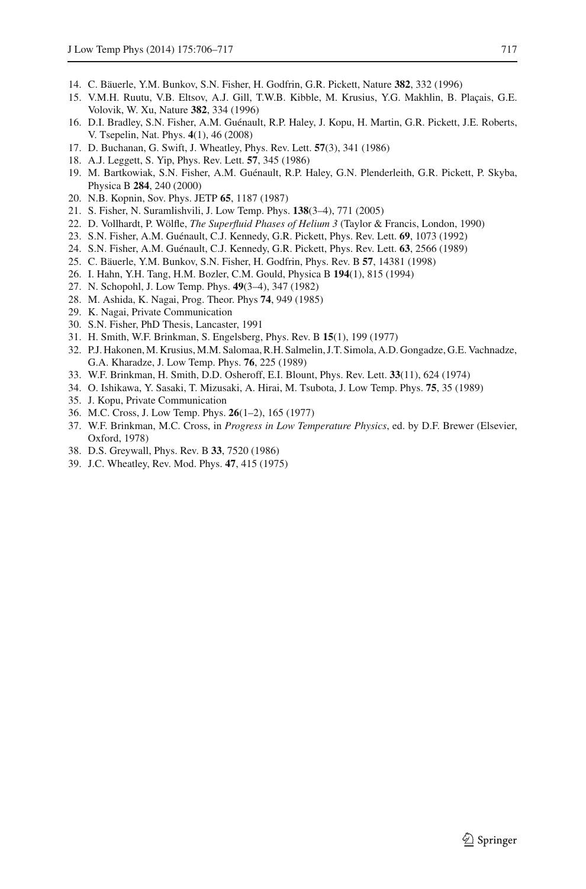14. C. Bäuerle, Y.M. Bunkov, S.N. Fisher, H. Godfrin, G.R. Pickett, Nature **382**, 332 (1996)
15. V.M.H. Ruutu, V.B. Eltsov, A.J. Gill, T.W.B. Kibble, M. Krusius, Y.G. Makhlin, B. Plaçais, G.E. Volovik, W. Xu, Nature **382**, 334 (1996)
16. D.I. Bradley, S.N. Fisher, A.M. Guénault, R.P. Haley, J. Kopu, H. Martin, G.R. Pickett, J.E. Roberts, V. Tsepelin, Nat. Phys. **4**(1), 46 (2008)
17. D. Buchanan, G. Swift, J. Wheatley, Phys. Rev. Lett. **57**(3), 341 (1986)
18. A.J. Leggett, S. Yip, Phys. Rev. Lett. **57**, 345 (1986)
19. M. Bartkowiak, S.N. Fisher, A.M. Guénault, R.P. Haley, G.N. Plenderleith, G.R. Pickett, P. Skyba, Physica B **284**, 240 (2000)
20. N.B. Kopnin, Sov. Phys. JETP **65**, 1187 (1987)
21. S. Fisher, N. Suramlishvili, J. Low Temp. Phys. **138**(3–4), 771 (2005)
22. D. Vollhardt, P. Wölfle, *The Superfluid Phases of Helium 3* (Taylor & Francis, London, 1990)
23. S.N. Fisher, A.M. Guénault, C.J. Kennedy, G.R. Pickett, Phys. Rev. Lett. **69**, 1073 (1992)
24. S.N. Fisher, A.M. Guénault, C.J. Kennedy, G.R. Pickett, Phys. Rev. Lett. **63**, 2566 (1989)
25. C. Bäuerle, Y.M. Bunkov, S.N. Fisher, H. Godfrin, Phys. Rev. B **57**, 14381 (1998)
26. I. Hahn, Y.H. Tang, H.M. Bozler, C.M. Gould, Physica B **194**(1), 815 (1994)
27. N. Schopohl, J. Low Temp. Phys. **49**(3–4), 347 (1982)
28. M. Ashida, K. Nagai, Prog. Theor. Phys **74**, 949 (1985)
29. K. Nagai, Private Communication
30. S.N. Fisher, PhD Thesis, Lancaster, 1991
31. H. Smith, W.F. Brinkman, S. Engelsberg, Phys. Rev. B **15**(1), 199 (1977)
32. P.J. Hakonen, M. Krusius, M.M. Salomaa, R.H. Salmelin, J.T. Simola, A.D. Gongadze, G.E. Vachnadze, G.A. Kharadze, J. Low Temp. Phys. **76**, 225 (1989)
33. W.F. Brinkman, H. Smith, D.D. Osheroff, E.I. Blount, Phys. Rev. Lett. **33**(11), 624 (1974)
34. O. Ishikawa, Y. Sasaki, T. Mizusaki, A. Hirai, M. Tsubota, J. Low Temp. Phys. **75**, 35 (1989)
35. J. Kopu, Private Communication
36. M.C. Cross, J. Low Temp. Phys. **26**(1–2), 165 (1977)
37. W.F. Brinkman, M.C. Cross, in *Progress in Low Temperature Physics*, ed. by D.F. Brewer (Elsevier, Oxford, 1978)
38. D.S. Greywall, Phys. Rev. B **33**, 7520 (1986)
39. J.C. Wheatley, Rev. Mod. Phys. **47**, 415 (1975)